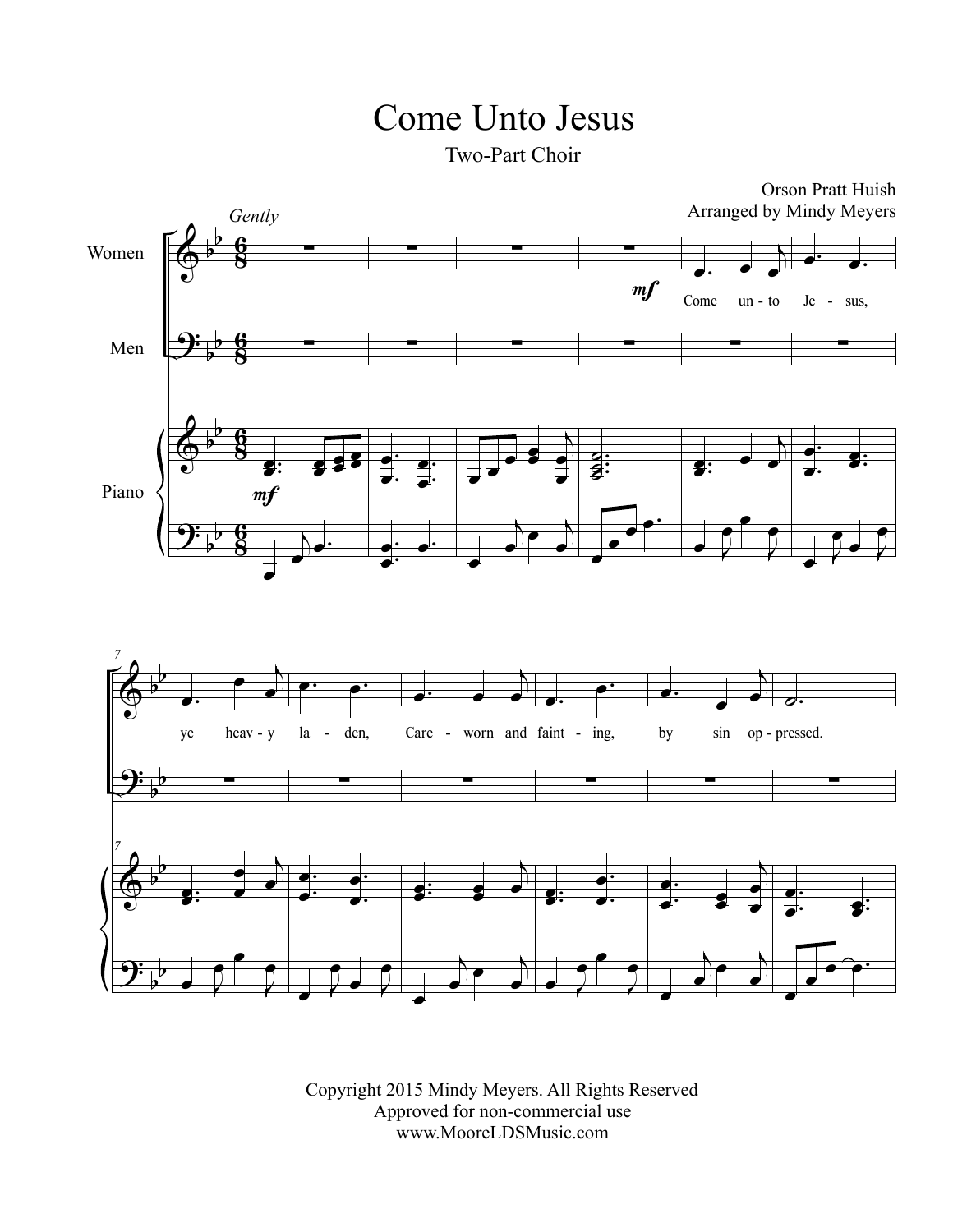# Come Unto Jesus

Two-Part Choir

Orson Pratt Huish
Arranged by Mindy Meyers

*Gently*

Women

Men

Piano

Come un-to Je-sus, ye heav-y la-den, Care-worn and faint-ing, by sin op-pressed.

Copyright 2015 Mindy Meyers. All Rights Reserved
Approved for non-commercial use
www.MooreLDSMusic.com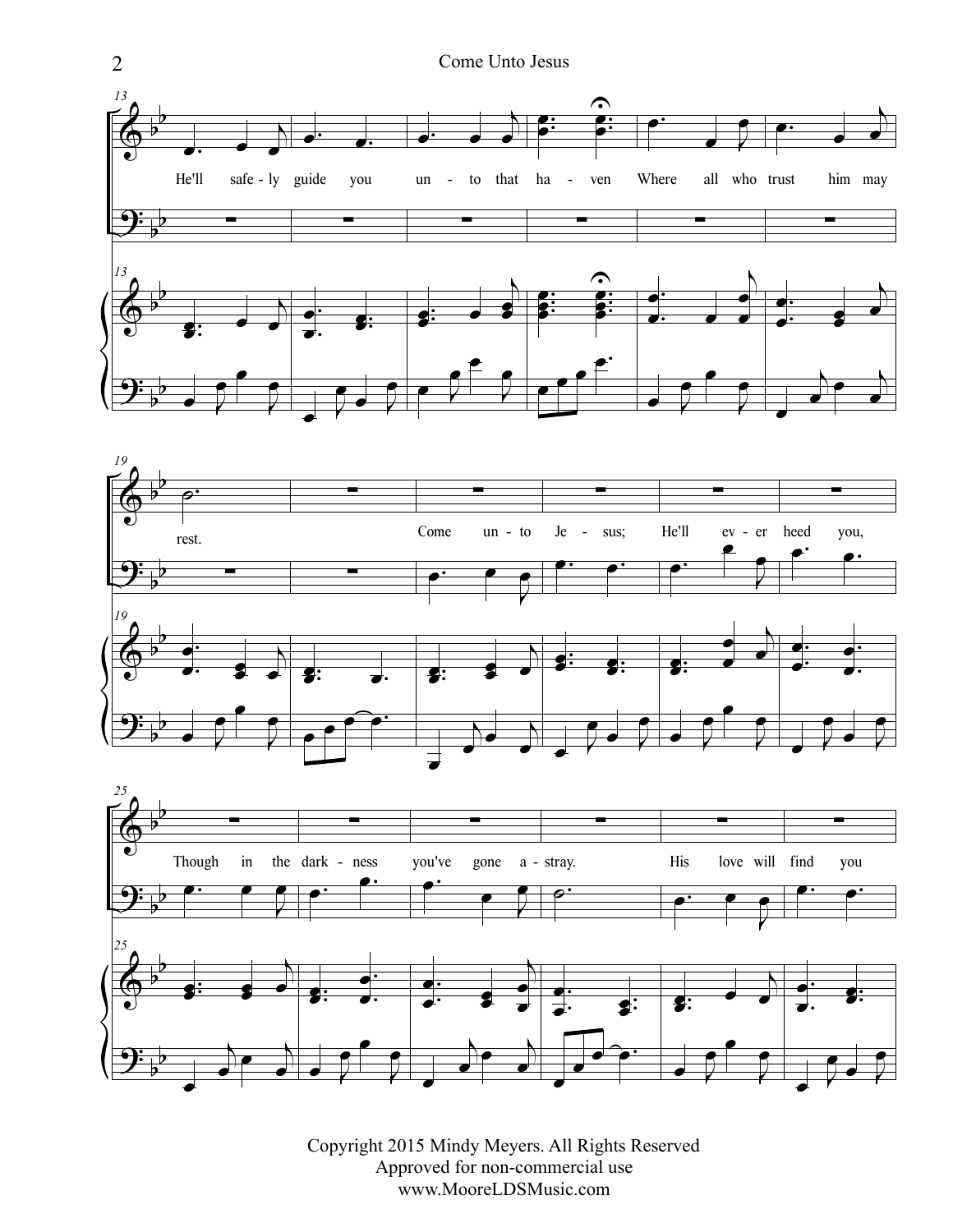He'll safe - ly guide you un - to that ha - ven Where all who trust him may rest.

Come un - to Je - sus; He'll ev - er heed you,

Though in the dark - ness you've gone a - stray.

His love will find you

Copyright 2015 Mindy Meyers. All Rights Reserved
Approved for non-commercial use
www.MooreLDSMusic.com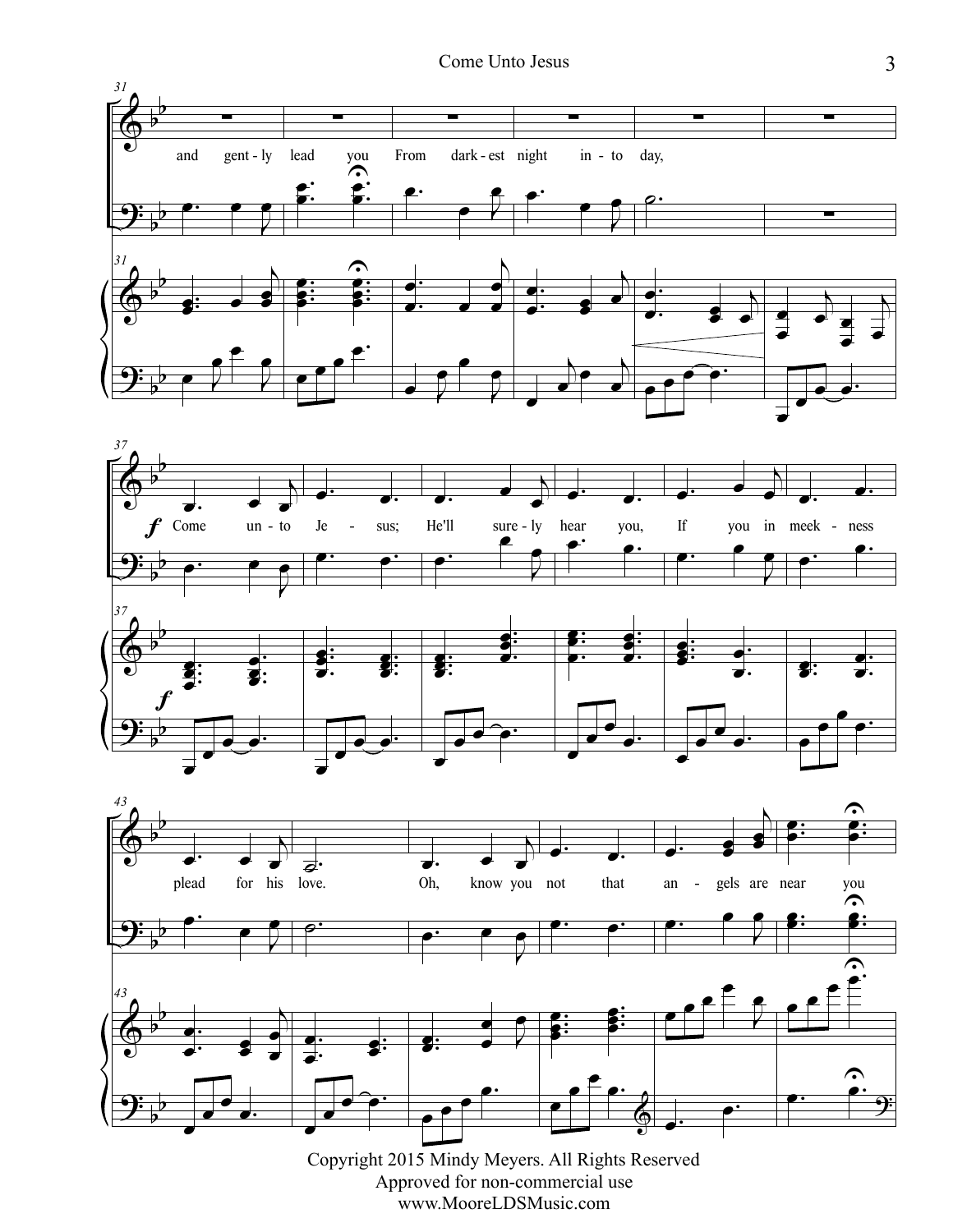and gent - ly lead you From dark - est night in - to day,

*f* Come un - to Je - sus; He'll sure - ly hear you, If you in meek - ness plead for his love.

Oh, know you not that an - gels are near you

Copyright 2015 Mindy Meyers. All Rights Reserved
Approved for non-commercial use
www.MooreLDSMusic.com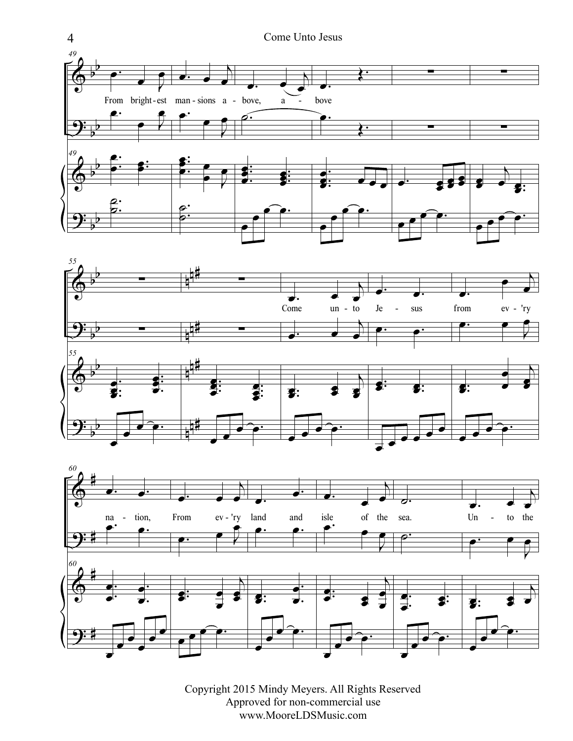From bright-est man-sions a-bove, a - bove

Come un-to Je - sus from ev-'ry na - tion, From ev-'ry land and isle of the sea. Un - to the

Copyright 2015 Mindy Meyers. All Rights Reserved
Approved for non-commercial use
www.MooreLDSMusic.com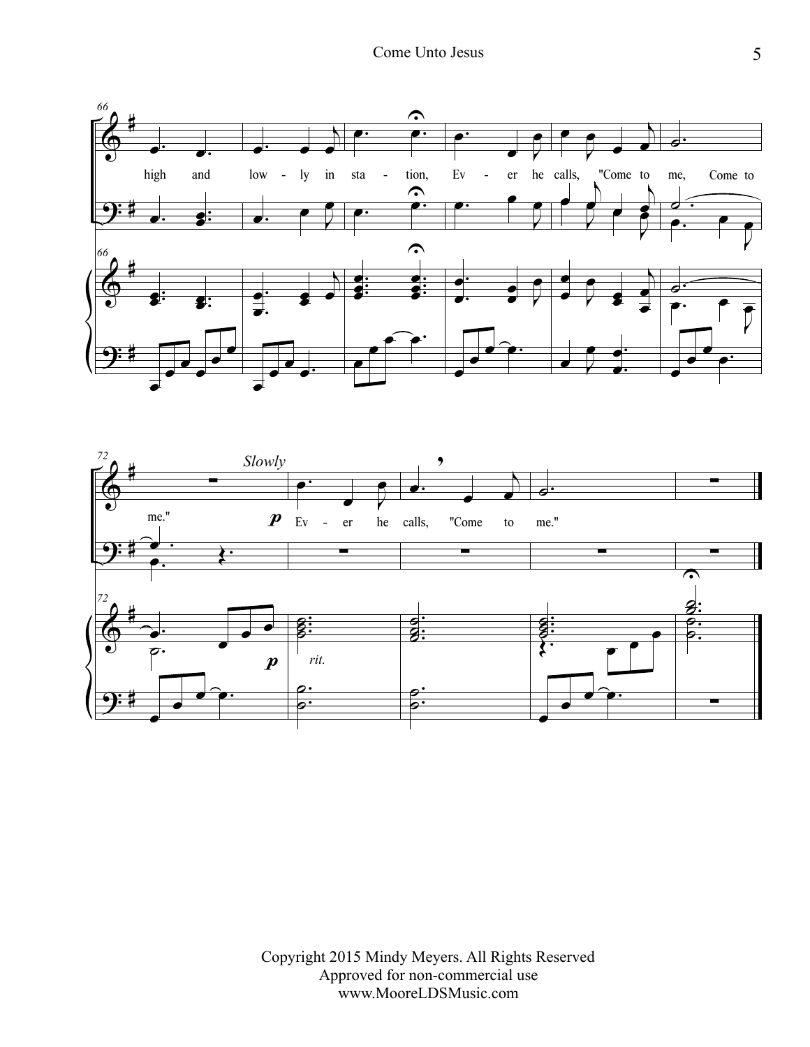high and low - ly in sta - tion, Ev - er he calls, "Come to me, Come to me."

*Slowly*

**p** Ev - er he calls, "Come to me."

*rit.*